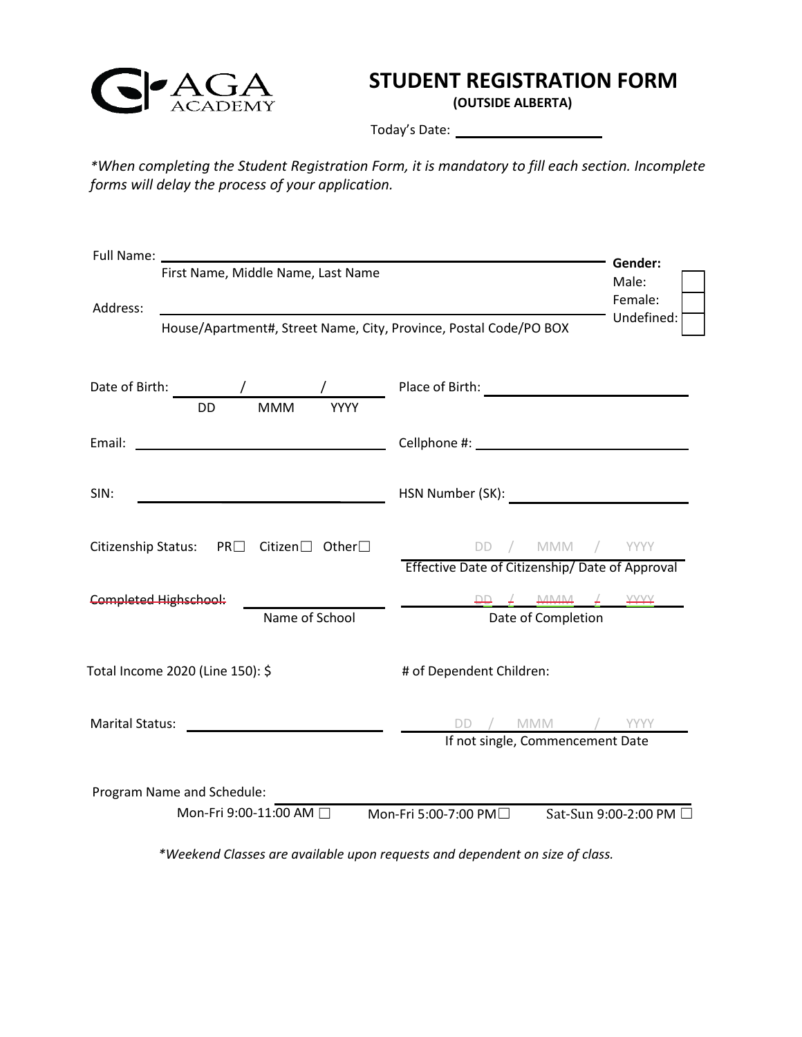# STUDENT REGISTRATION FORM

**(OUTSIDE ALBERTA)**

Today's Date: ____________________

*\*When completing the Student Registration Form, it is mandatory to fill each section. Incomplete forms will delay the process of your application.*

Full Name: ______________________________________________
First Name, Middle Name, Last Name

Address: ______________________________________________
House/Apartment#, Street Name, City, Province, Postal Code/PO BOX

**Gender:**
Male: ☐
Female: ☐
Undefined: ☐

Date of Birth: ____ / ____ / ____
DD MMM YYYY

Place of Birth: ____________________

Email: ____________________

Cellphone #: ____________________

SIN: ____________________

HSN Number (SK): ____________________

Citizenship Status: PR☐ Citizen☐ Other☐

DD / MMM / YYYY
Effective Date of Citizenship/ Date of Approval

~~Completed Highschool:~~ ____________________
Name of School

~~DD / MMM / YYYY~~
Date of Completion

Total Income 2020 (Line 150): $

\# of Dependent Children:

Marital Status: ____________________

DD / MMM / YYYY
If not single, Commencement Date

Program Name and Schedule: ____________________

Mon-Fri 9:00-11:00 AM ☐ Mon-Fri 5:00-7:00 PM☐ Sat-Sun 9:00-2:00 PM ☐

*\*Weekend Classes are available upon requests and dependent on size of class.*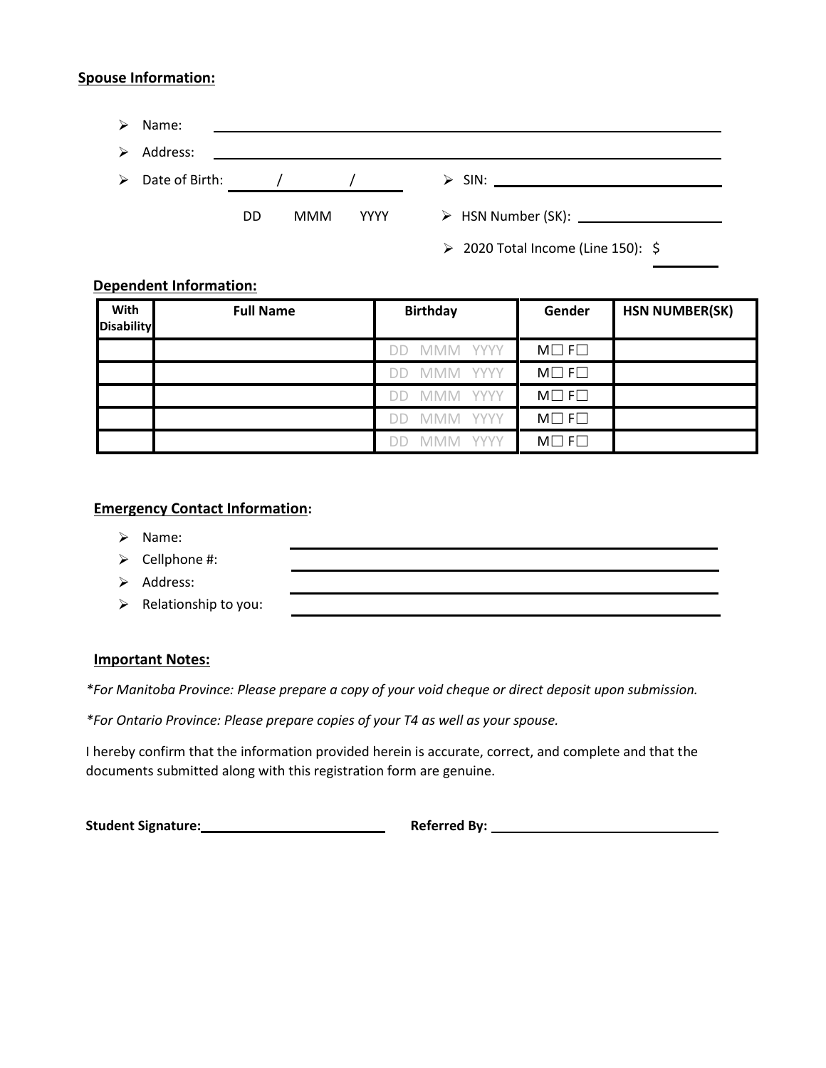## Spouse Information:

- Name: ______________________________
- Address: ______________________________
- Date of Birth: ____ / ____ / ____ (DD MMM YYYY)
- SIN: ______________________________
- HSN Number (SK): ______________________________
- 2020 Total Income (Line 150): $ __________

## Dependent Information:

| With Disability | Full Name | Birthday | Gender | HSN NUMBER(SK) |
|---|---|---|---|---|
| | | DD MMM YYYY | M☐ F☐ | |
| | | DD MMM YYYY | M☐ F☐ | |
| | | DD MMM YYYY | M☐ F☐ | |
| | | DD MMM YYYY | M☐ F☐ | |
| | | DD MMM YYYY | M☐ F☐ | |

## Emergency Contact Information:

- Name: ______________________________
- Cellphone #: ______________________________
- Address: ______________________________
- Relationship to you: ______________________________

## Important Notes:

*\*For Manitoba Province: Please prepare a copy of your void cheque or direct deposit upon submission.*

*\*For Ontario Province: Please prepare copies of your T4 as well as your spouse.*

I hereby confirm that the information provided herein is accurate, correct, and complete and that the documents submitted along with this registration form are genuine.

**Student Signature:** ______________________________ **Referred By:** ______________________________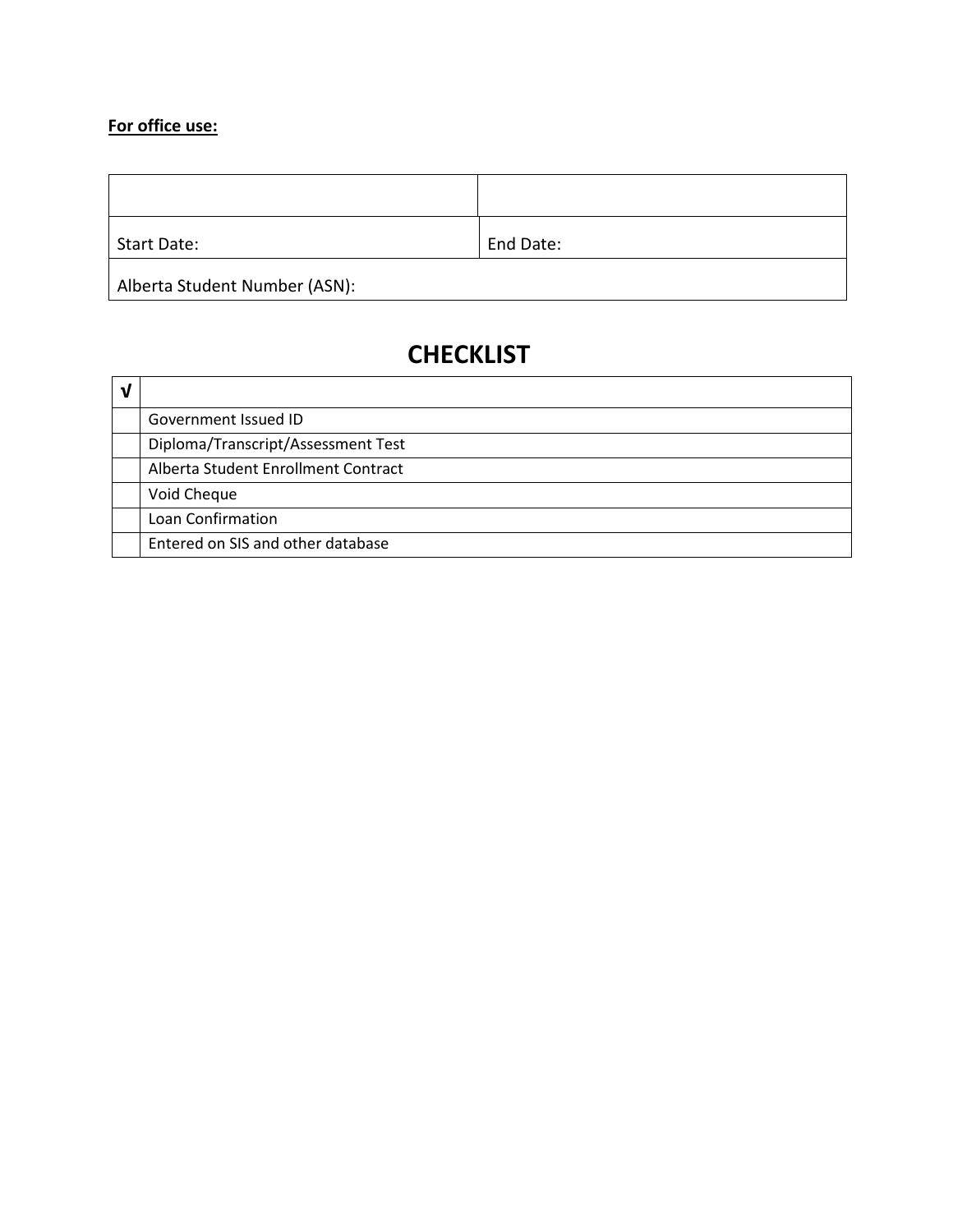**For office use:**

| | |
|---|---|
| Start Date: | End Date: |
| Alberta Student Number (ASN): | |

## CHECKLIST

| √ | |
|---|---|
| | Government Issued ID |
| | Diploma/Transcript/Assessment Test |
| | Alberta Student Enrollment Contract |
| | Void Cheque |
| | Loan Confirmation |
| | Entered on SIS and other database |